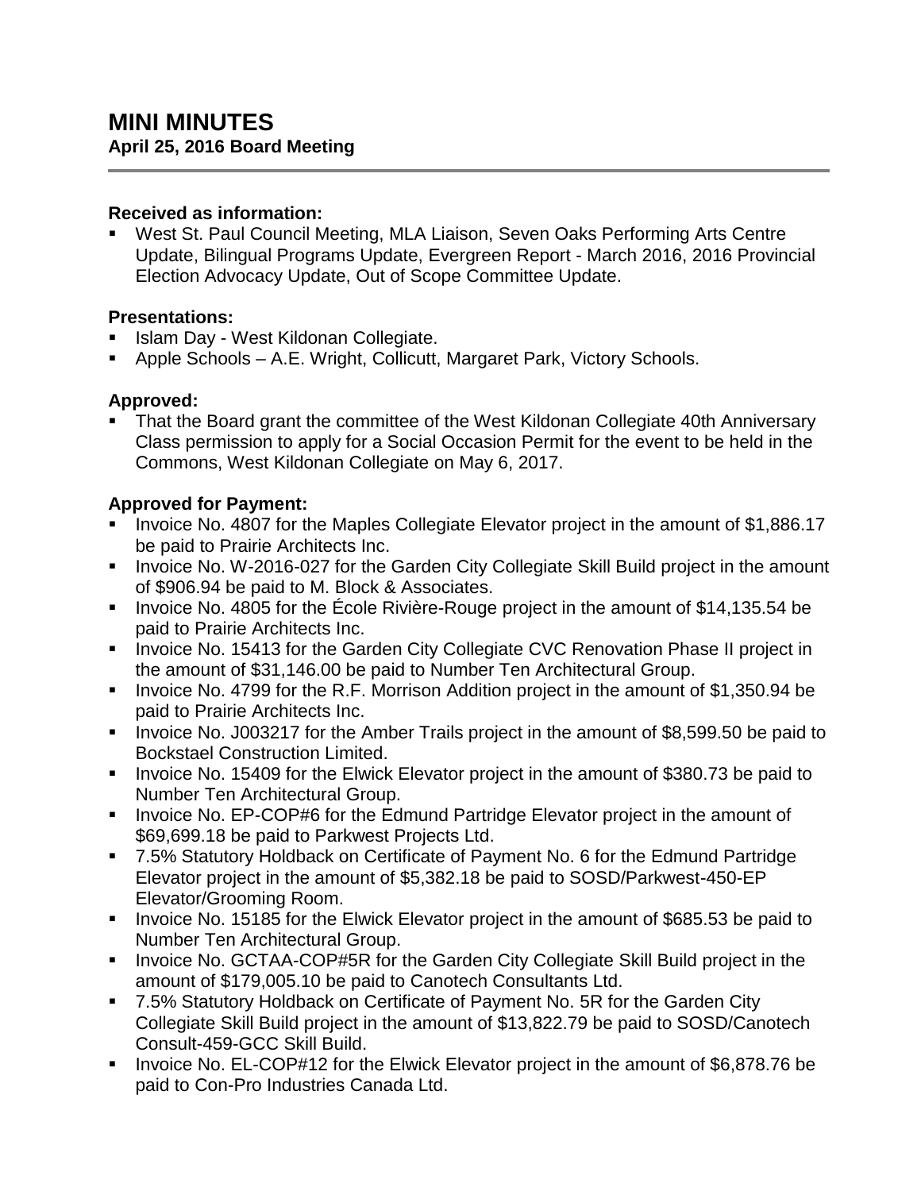# MINI MINUTES

**April 25, 2016 Board Meeting**

---

**Received as information:**

- West St. Paul Council Meeting, MLA Liaison, Seven Oaks Performing Arts Centre Update, Bilingual Programs Update, Evergreen Report - March 2016, 2016 Provincial Election Advocacy Update, Out of Scope Committee Update.

**Presentations:**

- Islam Day - West Kildonan Collegiate.
- Apple Schools – A.E. Wright, Collicutt, Margaret Park, Victory Schools.

**Approved:**

- That the Board grant the committee of the West Kildonan Collegiate 40th Anniversary Class permission to apply for a Social Occasion Permit for the event to be held in the Commons, West Kildonan Collegiate on May 6, 2017.

**Approved for Payment:**

- Invoice No. 4807 for the Maples Collegiate Elevator project in the amount of $1,886.17 be paid to Prairie Architects Inc.
- Invoice No. W-2016-027 for the Garden City Collegiate Skill Build project in the amount of $906.94 be paid to M. Block & Associates.
- Invoice No. 4805 for the École Rivière-Rouge project in the amount of $14,135.54 be paid to Prairie Architects Inc.
- Invoice No. 15413 for the Garden City Collegiate CVC Renovation Phase II project in the amount of $31,146.00 be paid to Number Ten Architectural Group.
- Invoice No. 4799 for the R.F. Morrison Addition project in the amount of $1,350.94 be paid to Prairie Architects Inc.
- Invoice No. J003217 for the Amber Trails project in the amount of $8,599.50 be paid to Bockstael Construction Limited.
- Invoice No. 15409 for the Elwick Elevator project in the amount of $380.73 be paid to Number Ten Architectural Group.
- Invoice No. EP-COP#6 for the Edmund Partridge Elevator project in the amount of $69,699.18 be paid to Parkwest Projects Ltd.
- 7.5% Statutory Holdback on Certificate of Payment No. 6 for the Edmund Partridge Elevator project in the amount of $5,382.18 be paid to SOSD/Parkwest-450-EP Elevator/Grooming Room.
- Invoice No. 15185 for the Elwick Elevator project in the amount of $685.53 be paid to Number Ten Architectural Group.
- Invoice No. GCTAA-COP#5R for the Garden City Collegiate Skill Build project in the amount of $179,005.10 be paid to Canotech Consultants Ltd.
- 7.5% Statutory Holdback on Certificate of Payment No. 5R for the Garden City Collegiate Skill Build project in the amount of $13,822.79 be paid to SOSD/Canotech Consult-459-GCC Skill Build.
- Invoice No. EL-COP#12 for the Elwick Elevator project in the amount of $6,878.76 be paid to Con-Pro Industries Canada Ltd.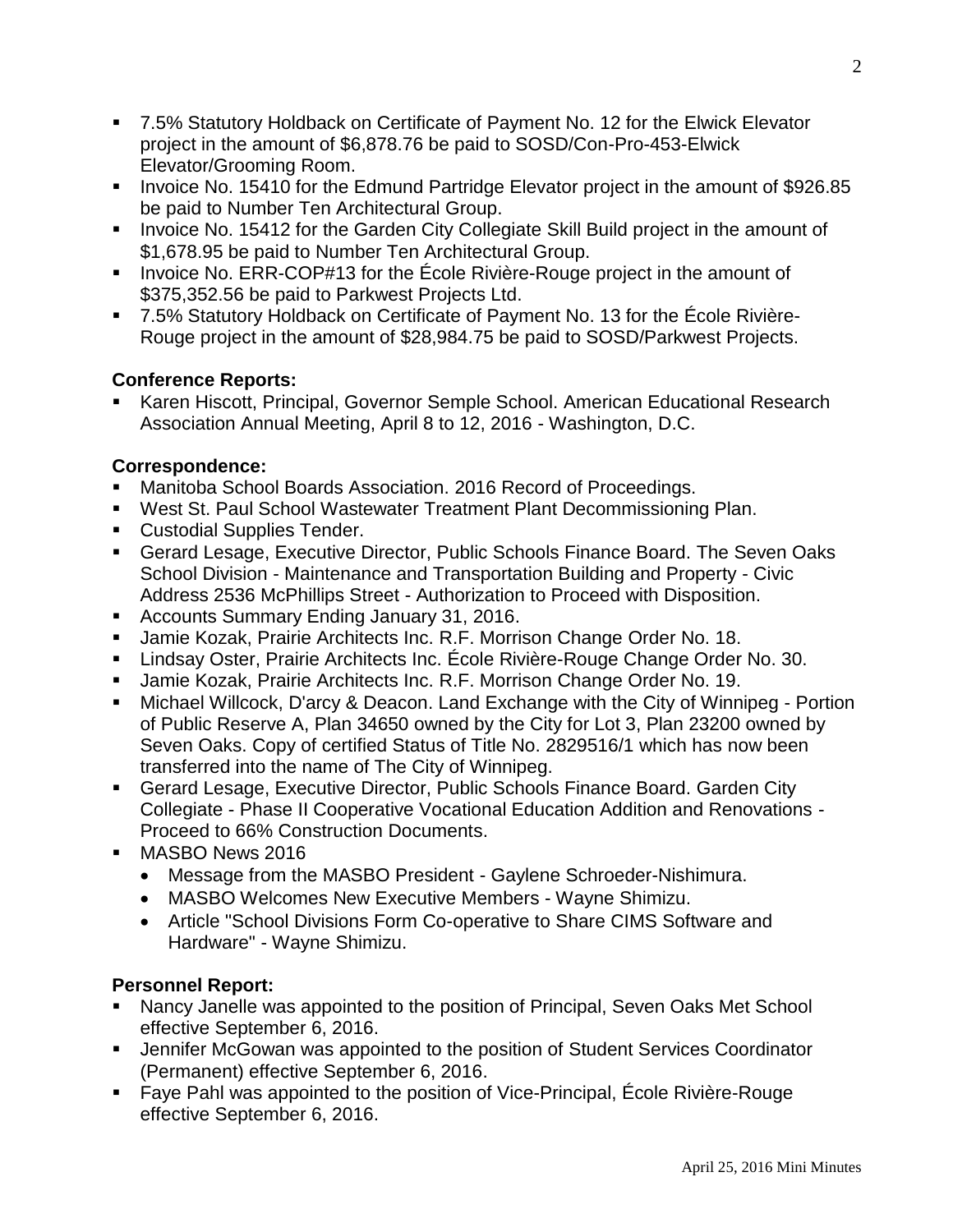- 7.5% Statutory Holdback on Certificate of Payment No. 12 for the Elwick Elevator project in the amount of $6,878.76 be paid to SOSD/Con-Pro-453-Elwick Elevator/Grooming Room.
- Invoice No. 15410 for the Edmund Partridge Elevator project in the amount of $926.85 be paid to Number Ten Architectural Group.
- Invoice No. 15412 for the Garden City Collegiate Skill Build project in the amount of $1,678.95 be paid to Number Ten Architectural Group.
- Invoice No. ERR-COP#13 for the École Rivière-Rouge project in the amount of $375,352.56 be paid to Parkwest Projects Ltd.
- 7.5% Statutory Holdback on Certificate of Payment No. 13 for the École Rivière-Rouge project in the amount of $28,984.75 be paid to SOSD/Parkwest Projects.

**Conference Reports:**

- Karen Hiscott, Principal, Governor Semple School. American Educational Research Association Annual Meeting, April 8 to 12, 2016 - Washington, D.C.

**Correspondence:**

- Manitoba School Boards Association. 2016 Record of Proceedings.
- West St. Paul School Wastewater Treatment Plant Decommissioning Plan.
- Custodial Supplies Tender.
- Gerard Lesage, Executive Director, Public Schools Finance Board. The Seven Oaks School Division - Maintenance and Transportation Building and Property - Civic Address 2536 McPhillips Street - Authorization to Proceed with Disposition.
- Accounts Summary Ending January 31, 2016.
- Jamie Kozak, Prairie Architects Inc. R.F. Morrison Change Order No. 18.
- Lindsay Oster, Prairie Architects Inc. École Rivière-Rouge Change Order No. 30.
- Jamie Kozak, Prairie Architects Inc. R.F. Morrison Change Order No. 19.
- Michael Willcock, D'arcy & Deacon. Land Exchange with the City of Winnipeg - Portion of Public Reserve A, Plan 34650 owned by the City for Lot 3, Plan 23200 owned by Seven Oaks. Copy of certified Status of Title No. 2829516/1 which has now been transferred into the name of The City of Winnipeg.
- Gerard Lesage, Executive Director, Public Schools Finance Board. Garden City Collegiate - Phase II Cooperative Vocational Education Addition and Renovations - Proceed to 66% Construction Documents.
- MASBO News 2016
  - Message from the MASBO President - Gaylene Schroeder-Nishimura.
  - MASBO Welcomes New Executive Members - Wayne Shimizu.
  - Article "School Divisions Form Co-operative to Share CIMS Software and Hardware" - Wayne Shimizu.

**Personnel Report:**

- Nancy Janelle was appointed to the position of Principal, Seven Oaks Met School effective September 6, 2016.
- Jennifer McGowan was appointed to the position of Student Services Coordinator (Permanent) effective September 6, 2016.
- Faye Pahl was appointed to the position of Vice-Principal, École Rivière-Rouge effective September 6, 2016.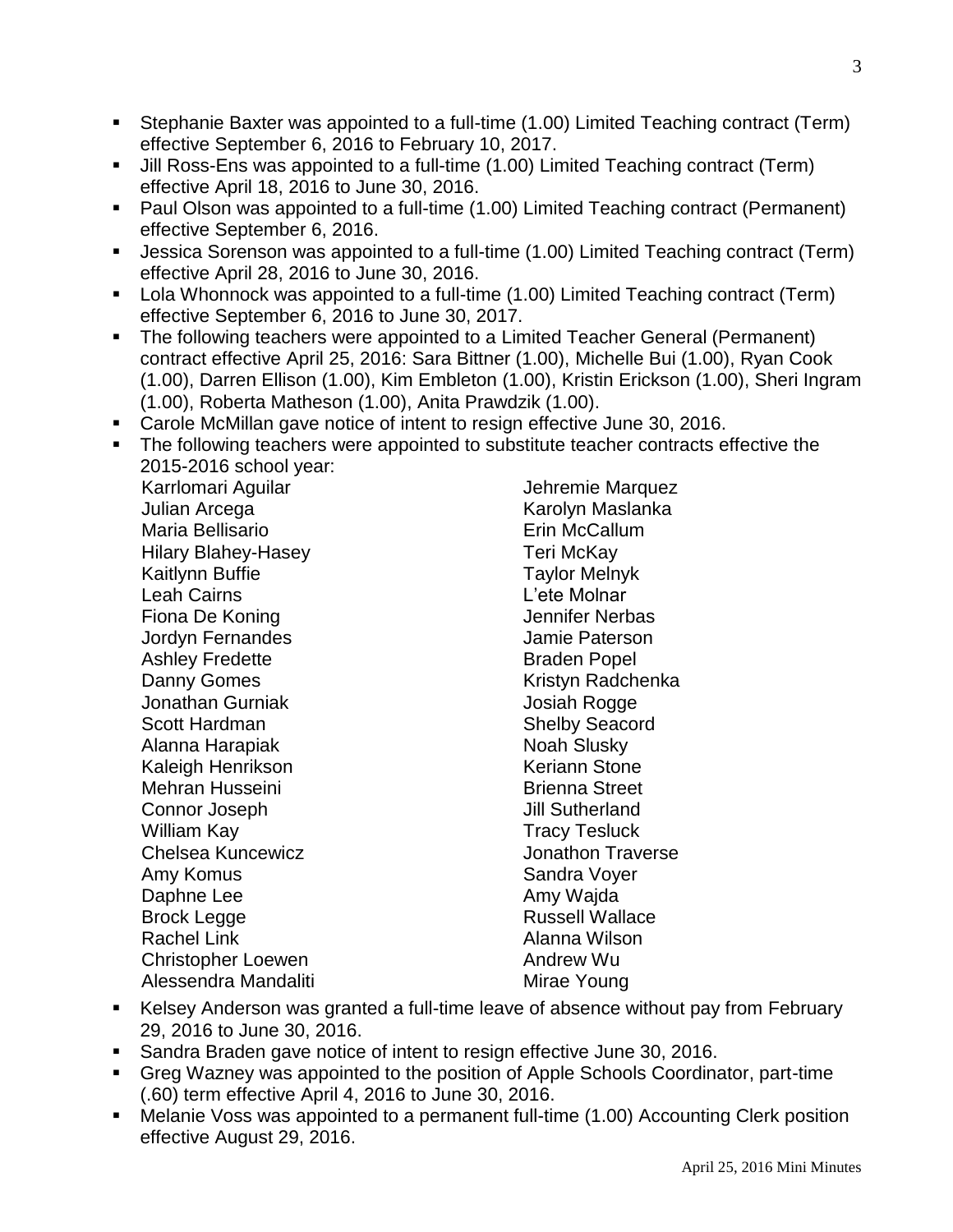- Stephanie Baxter was appointed to a full-time (1.00) Limited Teaching contract (Term) effective September 6, 2016 to February 10, 2017.
- Jill Ross-Ens was appointed to a full-time (1.00) Limited Teaching contract (Term) effective April 18, 2016 to June 30, 2016.
- Paul Olson was appointed to a full-time (1.00) Limited Teaching contract (Permanent) effective September 6, 2016.
- Jessica Sorenson was appointed to a full-time (1.00) Limited Teaching contract (Term) effective April 28, 2016 to June 30, 2016.
- Lola Whonnock was appointed to a full-time (1.00) Limited Teaching contract (Term) effective September 6, 2016 to June 30, 2017.
- The following teachers were appointed to a Limited Teacher General (Permanent) contract effective April 25, 2016: Sara Bittner (1.00), Michelle Bui (1.00), Ryan Cook (1.00), Darren Ellison (1.00), Kim Embleton (1.00), Kristin Erickson (1.00), Sheri Ingram (1.00), Roberta Matheson (1.00), Anita Prawdzik (1.00).
- Carole McMillan gave notice of intent to resign effective June 30, 2016.
- The following teachers were appointed to substitute teacher contracts effective the 2015-2016 school year:

  Karrlomari Aguilar
  Julian Arcega
  Maria Bellisario
  Hilary Blahey-Hasey
  Kaitlynn Buffie
  Leah Cairns
  Fiona De Koning
  Jordyn Fernandes
  Ashley Fredette
  Danny Gomes
  Jonathan Gurniak
  Scott Hardman
  Alanna Harapiak
  Kaleigh Henrikson
  Mehran Husseini
  Connor Joseph
  William Kay
  Chelsea Kuncewicz
  Amy Komus
  Daphne Lee
  Brock Legge
  Rachel Link
  Christopher Loewen
  Alessendra Mandaliti
  Jehremie Marquez
  Karolyn Maslanka
  Erin McCallum
  Teri McKay
  Taylor Melnyk
  L'ete Molnar
  Jennifer Nerbas
  Jamie Paterson
  Braden Popel
  Kristyn Radchenka
  Josiah Rogge
  Shelby Seacord
  Noah Slusky
  Keriann Stone
  Brienna Street
  Jill Sutherland
  Tracy Tesluck
  Jonathon Traverse
  Sandra Voyer
  Amy Wajda
  Russell Wallace
  Alanna Wilson
  Andrew Wu
  Mirae Young

- Kelsey Anderson was granted a full-time leave of absence without pay from February 29, 2016 to June 30, 2016.
- Sandra Braden gave notice of intent to resign effective June 30, 2016.
- Greg Wazney was appointed to the position of Apple Schools Coordinator, part-time (.60) term effective April 4, 2016 to June 30, 2016.
- Melanie Voss was appointed to a permanent full-time (1.00) Accounting Clerk position effective August 29, 2016.